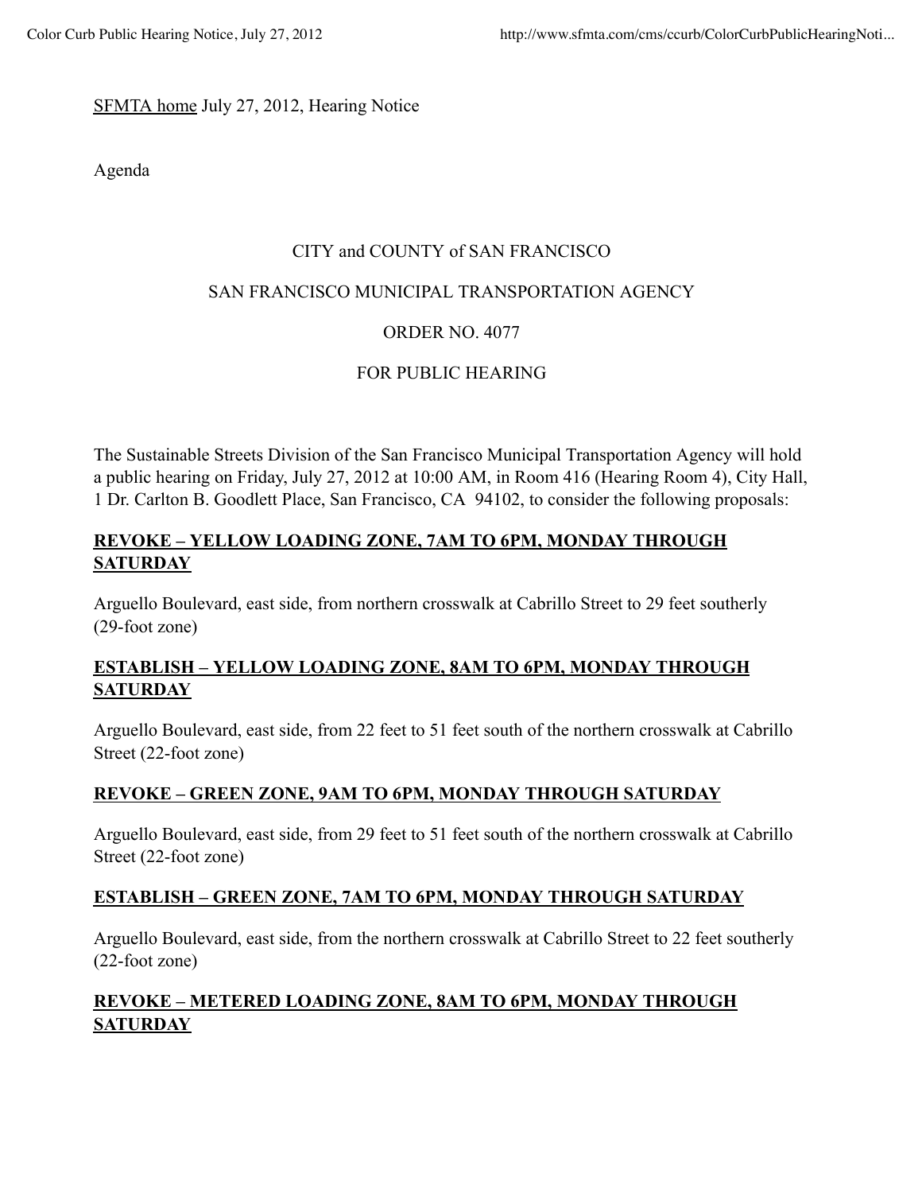SFMTA home July 27, 2012, Hearing Notice

Agenda

CITY and COUNTY of SAN FRANCISCO

SAN FRANCISCO MUNICIPAL TRANSPORTATION AGENCY

ORDER NO. 4077

FOR PUBLIC HEARING

The Sustainable Streets Division of the San Francisco Municipal Transportation Agency will hold a public hearing on Friday, July 27, 2012 at 10:00 AM, in Room 416 (Hearing Room 4), City Hall, 1 Dr. Carlton B. Goodlett Place, San Francisco, CA 94102, to consider the following proposals:

**REVOKE – YELLOW LOADING ZONE, 7AM TO 6PM, MONDAY THROUGH SATURDAY**

Arguello Boulevard, east side, from northern crosswalk at Cabrillo Street to 29 feet southerly (29-foot zone)

**ESTABLISH – YELLOW LOADING ZONE, 8AM TO 6PM, MONDAY THROUGH SATURDAY**

Arguello Boulevard, east side, from 22 feet to 51 feet south of the northern crosswalk at Cabrillo Street (22-foot zone)

**REVOKE – GREEN ZONE, 9AM TO 6PM, MONDAY THROUGH SATURDAY**

Arguello Boulevard, east side, from 29 feet to 51 feet south of the northern crosswalk at Cabrillo Street (22-foot zone)

**ESTABLISH – GREEN ZONE, 7AM TO 6PM, MONDAY THROUGH SATURDAY**

Arguello Boulevard, east side, from the northern crosswalk at Cabrillo Street to 22 feet southerly (22-foot zone)

**REVOKE – METERED LOADING ZONE, 8AM TO 6PM, MONDAY THROUGH SATURDAY**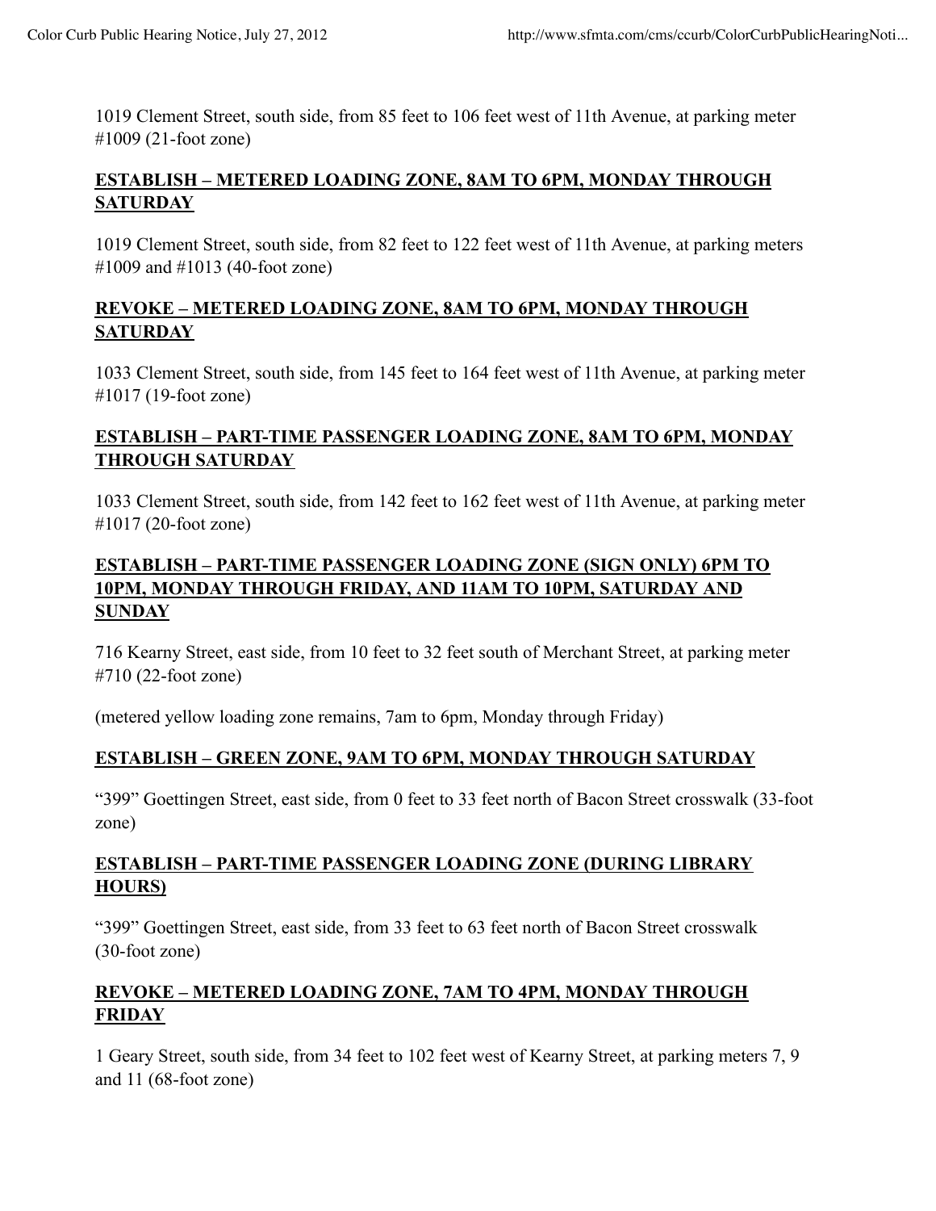1019 Clement Street, south side, from 85 feet to 106 feet west of 11th Avenue, at parking meter #1009 (21-foot zone)

**ESTABLISH – METERED LOADING ZONE, 8AM TO 6PM, MONDAY THROUGH SATURDAY**

1019 Clement Street, south side, from 82 feet to 122 feet west of 11th Avenue, at parking meters #1009 and #1013 (40-foot zone)

**REVOKE – METERED LOADING ZONE, 8AM TO 6PM, MONDAY THROUGH SATURDAY**

1033 Clement Street, south side, from 145 feet to 164 feet west of 11th Avenue, at parking meter #1017 (19-foot zone)

**ESTABLISH – PART-TIME PASSENGER LOADING ZONE, 8AM TO 6PM, MONDAY THROUGH SATURDAY**

1033 Clement Street, south side, from 142 feet to 162 feet west of 11th Avenue, at parking meter #1017 (20-foot zone)

**ESTABLISH – PART-TIME PASSENGER LOADING ZONE (SIGN ONLY) 6PM TO 10PM, MONDAY THROUGH FRIDAY, AND 11AM TO 10PM, SATURDAY AND SUNDAY**

716 Kearny Street, east side, from 10 feet to 32 feet south of Merchant Street, at parking meter #710 (22-foot zone)

(metered yellow loading zone remains, 7am to 6pm, Monday through Friday)

**ESTABLISH – GREEN ZONE, 9AM TO 6PM, MONDAY THROUGH SATURDAY**

"399" Goettingen Street, east side, from 0 feet to 33 feet north of Bacon Street crosswalk (33-foot zone)

**ESTABLISH – PART-TIME PASSENGER LOADING ZONE (DURING LIBRARY HOURS)**

"399" Goettingen Street, east side, from 33 feet to 63 feet north of Bacon Street crosswalk (30-foot zone)

**REVOKE – METERED LOADING ZONE, 7AM TO 4PM, MONDAY THROUGH FRIDAY**

1 Geary Street, south side, from 34 feet to 102 feet west of Kearny Street, at parking meters 7, 9 and 11 (68-foot zone)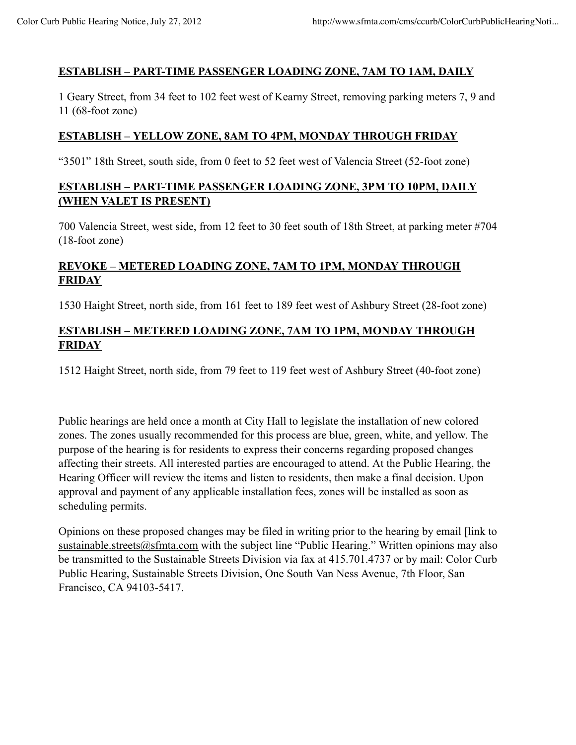**ESTABLISH – PART-TIME PASSENGER LOADING ZONE, 7AM TO 1AM, DAILY**

1 Geary Street, from 34 feet to 102 feet west of Kearny Street, removing parking meters 7, 9 and 11 (68-foot zone)

**ESTABLISH – YELLOW ZONE, 8AM TO 4PM, MONDAY THROUGH FRIDAY**

"3501" 18th Street, south side, from 0 feet to 52 feet west of Valencia Street (52-foot zone)

**ESTABLISH – PART-TIME PASSENGER LOADING ZONE, 3PM TO 10PM, DAILY (WHEN VALET IS PRESENT)**

700 Valencia Street, west side, from 12 feet to 30 feet south of 18th Street, at parking meter #704 (18-foot zone)

**REVOKE – METERED LOADING ZONE, 7AM TO 1PM, MONDAY THROUGH FRIDAY**

1530 Haight Street, north side, from 161 feet to 189 feet west of Ashbury Street (28-foot zone)

**ESTABLISH – METERED LOADING ZONE, 7AM TO 1PM, MONDAY THROUGH FRIDAY**

1512 Haight Street, north side, from 79 feet to 119 feet west of Ashbury Street (40-foot zone)

Public hearings are held once a month at City Hall to legislate the installation of new colored zones. The zones usually recommended for this process are blue, green, white, and yellow. The purpose of the hearing is for residents to express their concerns regarding proposed changes affecting their streets. All interested parties are encouraged to attend. At the Public Hearing, the Hearing Officer will review the items and listen to residents, then make a final decision. Upon approval and payment of any applicable installation fees, zones will be installed as soon as scheduling permits.

Opinions on these proposed changes may be filed in writing prior to the hearing by email [link to sustainable.streets@sfmta.com with the subject line "Public Hearing." Written opinions may also be transmitted to the Sustainable Streets Division via fax at 415.701.4737 or by mail: Color Curb Public Hearing, Sustainable Streets Division, One South Van Ness Avenue, 7th Floor, San Francisco, CA 94103-5417.